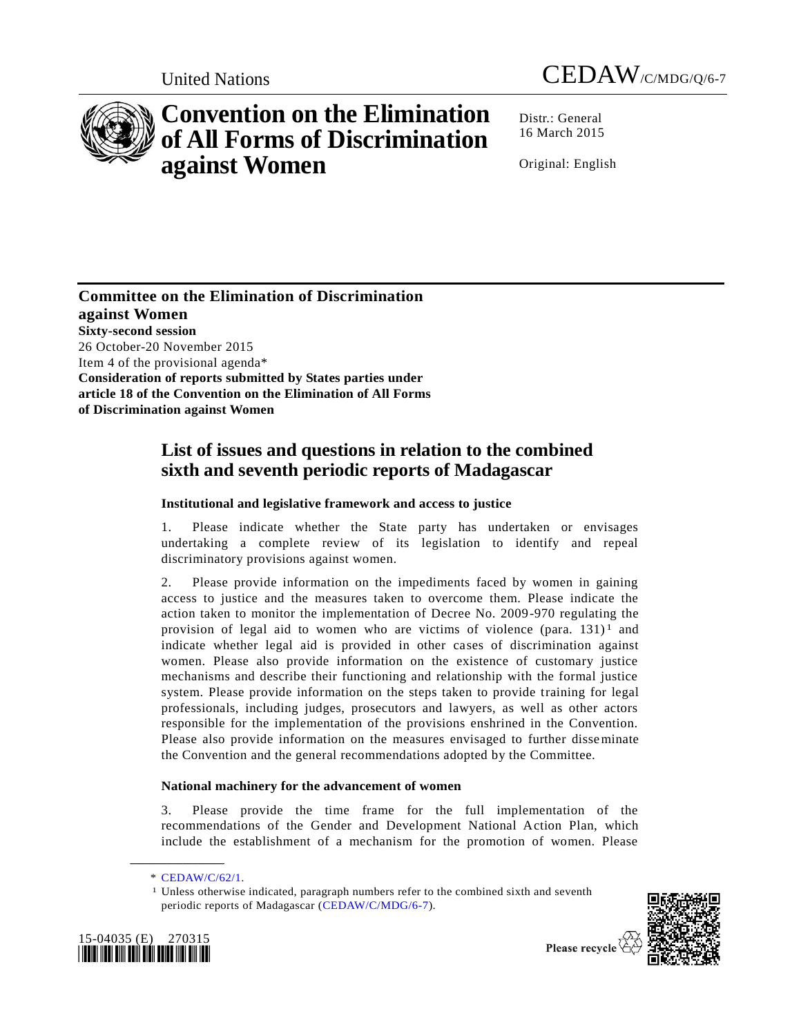United Nations CEDAW/C/MDG/Q/6-7

# Convention on the Elimination of All Forms of Discrimination against Women

Distr.: General
16 March 2015

Original: English

**Committee on the Elimination of Discrimination against Women**
**Sixty-second session**
26 October-20 November 2015
Item 4 of the provisional agenda*
**Consideration of reports submitted by States parties under article 18 of the Convention on the Elimination of All Forms of Discrimination against Women**

## List of issues and questions in relation to the combined sixth and seventh periodic reports of Madagascar

### Institutional and legislative framework and access to justice

1. Please indicate whether the State party has undertaken or envisages undertaking a complete review of its legislation to identify and repeal discriminatory provisions against women.

2. Please provide information on the impediments faced by women in gaining access to justice and the measures taken to overcome them. Please indicate the action taken to monitor the implementation of Decree No. 2009-970 regulating the provision of legal aid to women who are victims of violence (para. 131)[1] and indicate whether legal aid is provided in other cases of discrimination against women. Please also provide information on the existence of customary justice mechanisms and describe their functioning and relationship with the formal justice system. Please provide information on the steps taken to provide training for legal professionals, including judges, prosecutors and lawyers, as well as other actors responsible for the implementation of the provisions enshrined in the Convention. Please also provide information on the measures envisaged to further disseminate the Convention and the general recommendations adopted by the Committee.

### National machinery for the advancement of women

3. Please provide the time frame for the full implementation of the recommendations of the Gender and Development National Action Plan, which include the establishment of a mechanism for the promotion of women. Please

---

\* CEDAW/C/62/1.

[1] Unless otherwise indicated, paragraph numbers refer to the combined sixth and seventh periodic reports of Madagascar (CEDAW/C/MDG/6-7).

15-04035 (E) 270315

Please recycle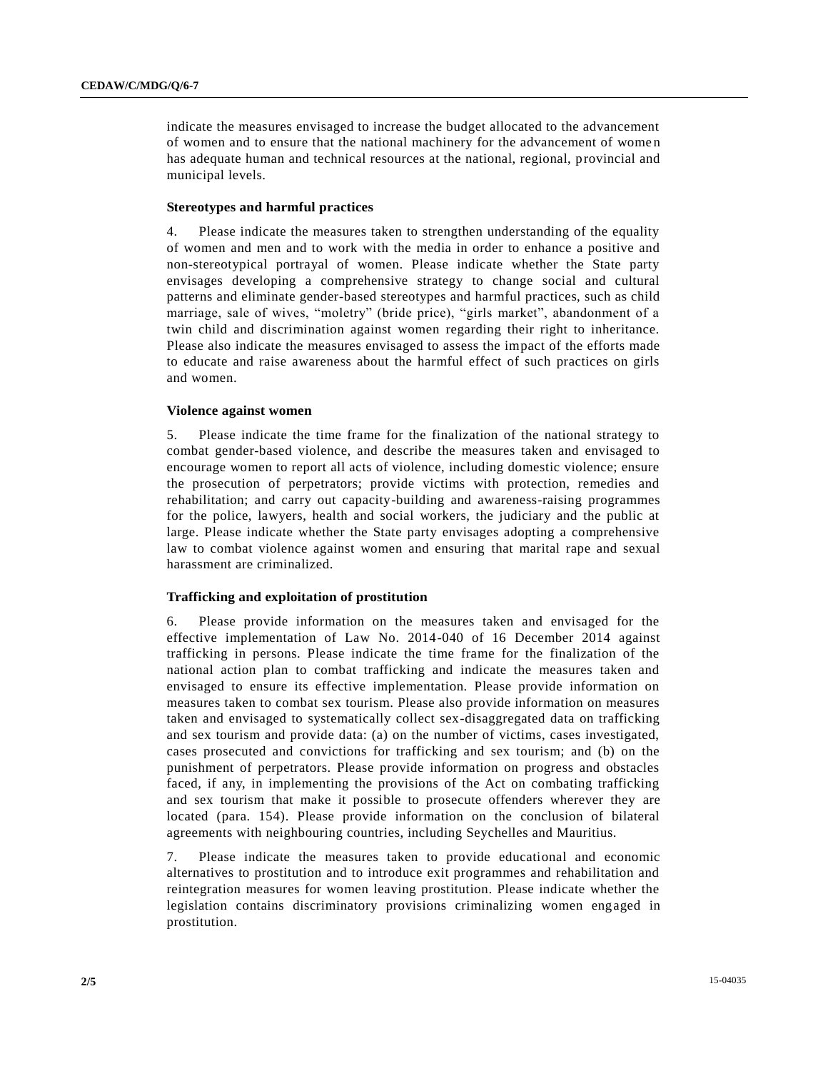indicate the measures envisaged to increase the budget allocated to the advancement of women and to ensure that the national machinery for the advancement of women has adequate human and technical resources at the national, regional, provincial and municipal levels.

### Stereotypes and harmful practices

4. Please indicate the measures taken to strengthen understanding of the equality of women and men and to work with the media in order to enhance a positive and non-stereotypical portrayal of women. Please indicate whether the State party envisages developing a comprehensive strategy to change social and cultural patterns and eliminate gender-based stereotypes and harmful practices, such as child marriage, sale of wives, "moletry" (bride price), "girls market", abandonment of a twin child and discrimination against women regarding their right to inheritance. Please also indicate the measures envisaged to assess the impact of the efforts made to educate and raise awareness about the harmful effect of such practices on girls and women.

### Violence against women

5. Please indicate the time frame for the finalization of the national strategy to combat gender-based violence, and describe the measures taken and envisaged to encourage women to report all acts of violence, including domestic violence; ensure the prosecution of perpetrators; provide victims with protection, remedies and rehabilitation; and carry out capacity-building and awareness-raising programmes for the police, lawyers, health and social workers, the judiciary and the public at large. Please indicate whether the State party envisages adopting a comprehensive law to combat violence against women and ensuring that marital rape and sexual harassment are criminalized.

### Trafficking and exploitation of prostitution

6. Please provide information on the measures taken and envisaged for the effective implementation of Law No. 2014-040 of 16 December 2014 against trafficking in persons. Please indicate the time frame for the finalization of the national action plan to combat trafficking and indicate the measures taken and envisaged to ensure its effective implementation. Please provide information on measures taken to combat sex tourism. Please also provide information on measures taken and envisaged to systematically collect sex-disaggregated data on trafficking and sex tourism and provide data: (a) on the number of victims, cases investigated, cases prosecuted and convictions for trafficking and sex tourism; and (b) on the punishment of perpetrators. Please provide information on progress and obstacles faced, if any, in implementing the provisions of the Act on combating trafficking and sex tourism that make it possible to prosecute offenders wherever they are located (para. 154). Please provide information on the conclusion of bilateral agreements with neighbouring countries, including Seychelles and Mauritius.

7. Please indicate the measures taken to provide educational and economic alternatives to prostitution and to introduce exit programmes and rehabilitation and reintegration measures for women leaving prostitution. Please indicate whether the legislation contains discriminatory provisions criminalizing women engaged in prostitution.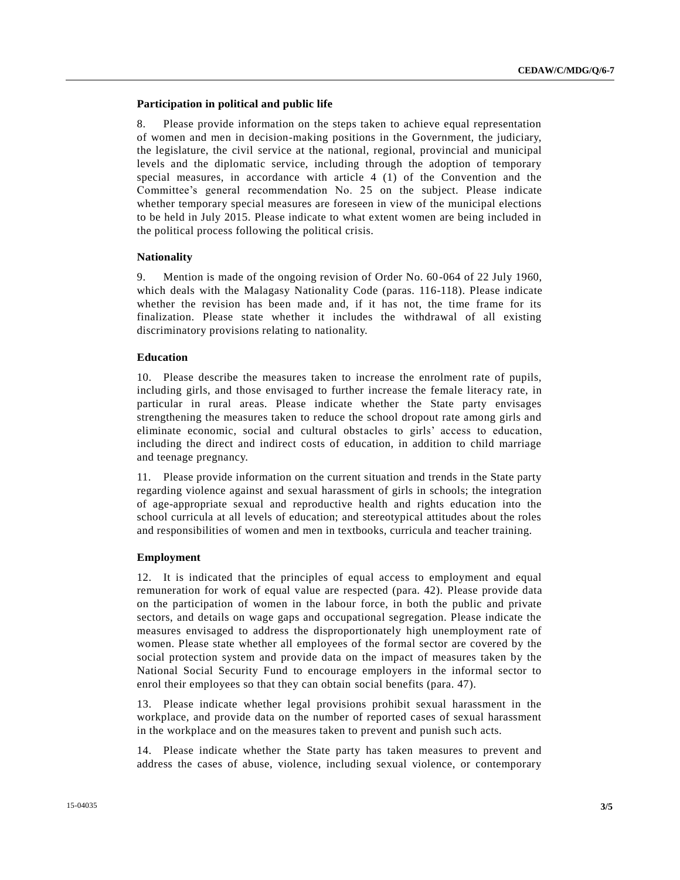**Participation in political and public life**

8. Please provide information on the steps taken to achieve equal representation of women and men in decision-making positions in the Government, the judiciary, the legislature, the civil service at the national, regional, provincial and municipal levels and the diplomatic service, including through the adoption of temporary special measures, in accordance with article 4 (1) of the Convention and the Committee's general recommendation No. 25 on the subject. Please indicate whether temporary special measures are foreseen in view of the municipal elections to be held in July 2015. Please indicate to what extent women are being included in the political process following the political crisis.

**Nationality**

9. Mention is made of the ongoing revision of Order No. 60-064 of 22 July 1960, which deals with the Malagasy Nationality Code (paras. 116-118). Please indicate whether the revision has been made and, if it has not, the time frame for its finalization. Please state whether it includes the withdrawal of all existing discriminatory provisions relating to nationality.

**Education**

10. Please describe the measures taken to increase the enrolment rate of pupils, including girls, and those envisaged to further increase the female literacy rate, in particular in rural areas. Please indicate whether the State party envisages strengthening the measures taken to reduce the school dropout rate among girls and eliminate economic, social and cultural obstacles to girls' access to education, including the direct and indirect costs of education, in addition to child marriage and teenage pregnancy.

11. Please provide information on the current situation and trends in the State party regarding violence against and sexual harassment of girls in schools; the integration of age-appropriate sexual and reproductive health and rights education into the school curricula at all levels of education; and stereotypical attitudes about the roles and responsibilities of women and men in textbooks, curricula and teacher training.

**Employment**

12. It is indicated that the principles of equal access to employment and equal remuneration for work of equal value are respected (para. 42). Please provide data on the participation of women in the labour force, in both the public and private sectors, and details on wage gaps and occupational segregation. Please indicate the measures envisaged to address the disproportionately high unemployment rate of women. Please state whether all employees of the formal sector are covered by the social protection system and provide data on the impact of measures taken by the National Social Security Fund to encourage employers in the informal sector to enrol their employees so that they can obtain social benefits (para. 47).

13. Please indicate whether legal provisions prohibit sexual harassment in the workplace, and provide data on the number of reported cases of sexual harassment in the workplace and on the measures taken to prevent and punish such acts.

14. Please indicate whether the State party has taken measures to prevent and address the cases of abuse, violence, including sexual violence, or contemporary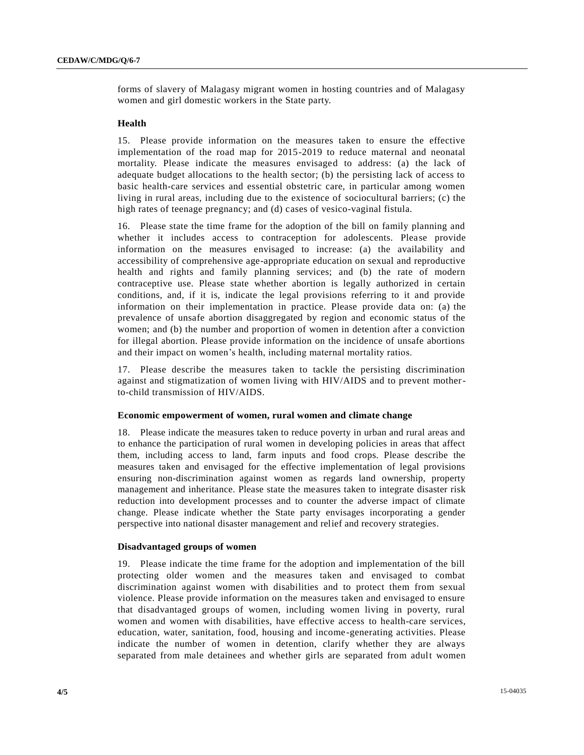forms of slavery of Malagasy migrant women in hosting countries and of Malagasy women and girl domestic workers in the State party.

### Health

15. Please provide information on the measures taken to ensure the effective implementation of the road map for 2015-2019 to reduce maternal and neonatal mortality. Please indicate the measures envisaged to address: (a) the lack of adequate budget allocations to the health sector; (b) the persisting lack of access to basic health-care services and essential obstetric care, in particular among women living in rural areas, including due to the existence of sociocultural barriers; (c) the high rates of teenage pregnancy; and (d) cases of vesico-vaginal fistula.

16. Please state the time frame for the adoption of the bill on family planning and whether it includes access to contraception for adolescents. Please provide information on the measures envisaged to increase: (a) the availability and accessibility of comprehensive age-appropriate education on sexual and reproductive health and rights and family planning services; and (b) the rate of modern contraceptive use. Please state whether abortion is legally authorized in certain conditions, and, if it is, indicate the legal provisions referring to it and provide information on their implementation in practice. Please provide data on: (a) the prevalence of unsafe abortion disaggregated by region and economic status of the women; and (b) the number and proportion of women in detention after a conviction for illegal abortion. Please provide information on the incidence of unsafe abortions and their impact on women's health, including maternal mortality ratios.

17. Please describe the measures taken to tackle the persisting discrimination against and stigmatization of women living with HIV/AIDS and to prevent mother-to-child transmission of HIV/AIDS.

#### Economic empowerment of women, rural women and climate change

18. Please indicate the measures taken to reduce poverty in urban and rural areas and to enhance the participation of rural women in developing policies in areas that affect them, including access to land, farm inputs and food crops. Please describe the measures taken and envisaged for the effective implementation of legal provisions ensuring non-discrimination against women as regards land ownership, property management and inheritance. Please state the measures taken to integrate disaster risk reduction into development processes and to counter the adverse impact of climate change. Please indicate whether the State party envisages incorporating a gender perspective into national disaster management and relief and recovery strategies.

#### Disadvantaged groups of women

19. Please indicate the time frame for the adoption and implementation of the bill protecting older women and the measures taken and envisaged to combat discrimination against women with disabilities and to protect them from sexual violence. Please provide information on the measures taken and envisaged to ensure that disadvantaged groups of women, including women living in poverty, rural women and women with disabilities, have effective access to health-care services, education, water, sanitation, food, housing and income-generating activities. Please indicate the number of women in detention, clarify whether they are always separated from male detainees and whether girls are separated from adult women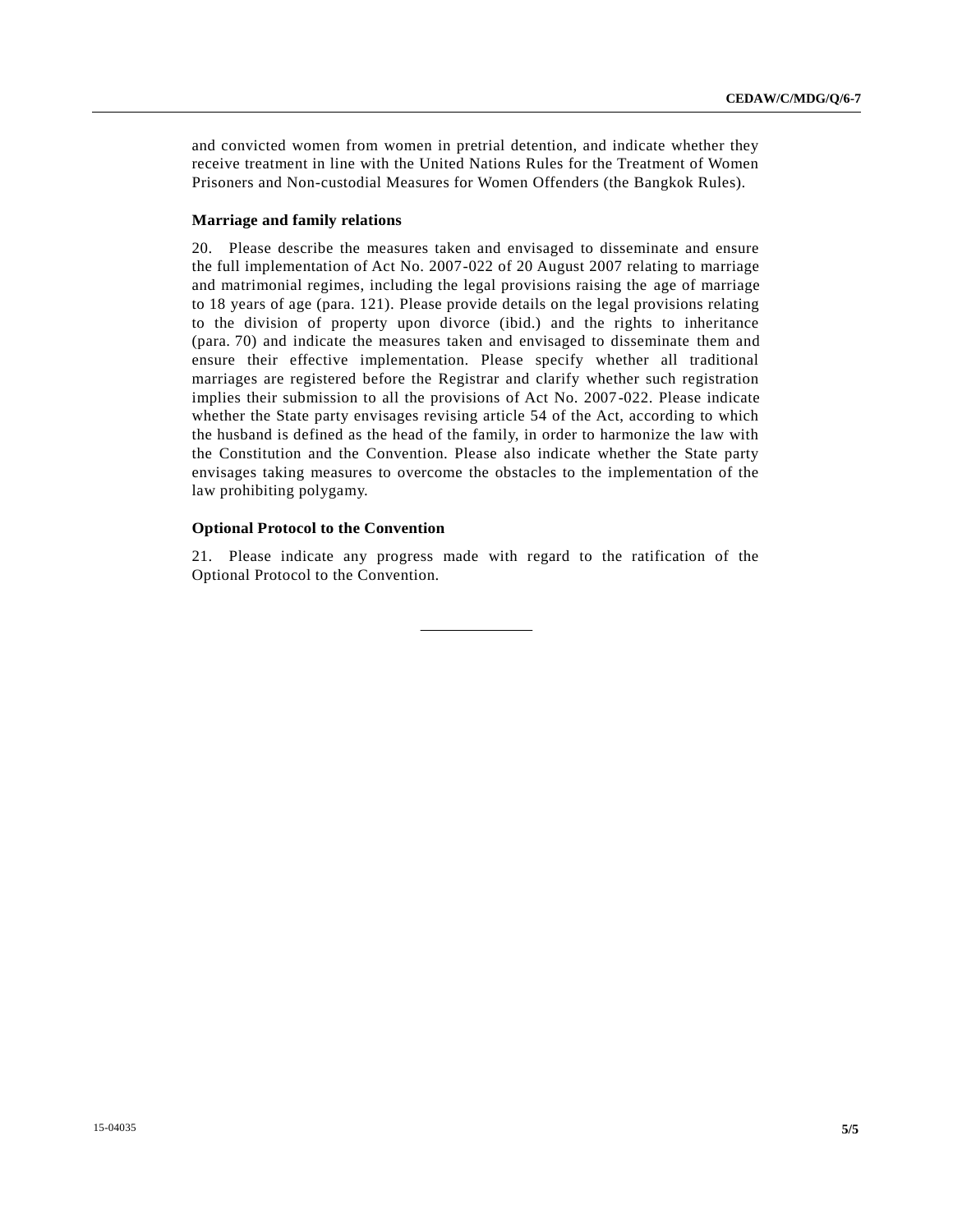and convicted women from women in pretrial detention, and indicate whether they receive treatment in line with the United Nations Rules for the Treatment of Women Prisoners and Non-custodial Measures for Women Offenders (the Bangkok Rules).

### Marriage and family relations

20. Please describe the measures taken and envisaged to disseminate and ensure the full implementation of Act No. 2007-022 of 20 August 2007 relating to marriage and matrimonial regimes, including the legal provisions raising the age of marriage to 18 years of age (para. 121). Please provide details on the legal provisions relating to the division of property upon divorce (ibid.) and the rights to inheritance (para. 70) and indicate the measures taken and envisaged to disseminate them and ensure their effective implementation. Please specify whether all traditional marriages are registered before the Registrar and clarify whether such registration implies their submission to all the provisions of Act No. 2007-022. Please indicate whether the State party envisages revising article 54 of the Act, according to which the husband is defined as the head of the family, in order to harmonize the law with the Constitution and the Convention. Please also indicate whether the State party envisages taking measures to overcome the obstacles to the implementation of the law prohibiting polygamy.

### Optional Protocol to the Convention

21. Please indicate any progress made with regard to the ratification of the Optional Protocol to the Convention.